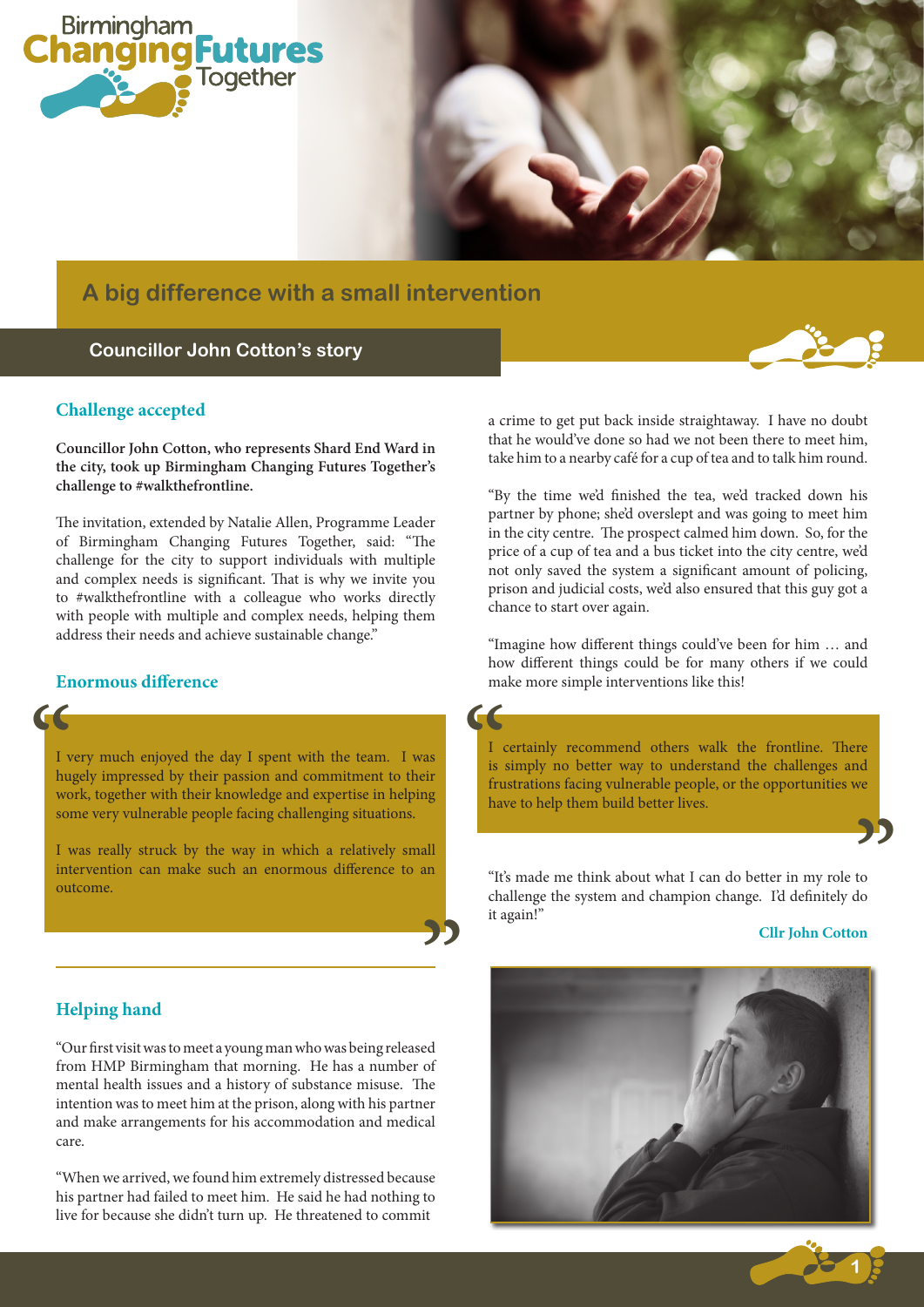Birmingham Changing Futures Together

# A big difference with a small intervention

## Councillor John Cotton's story

### Challenge accepted

**Councillor John Cotton, who represents Shard End Ward in the city, took up Birmingham Changing Futures Together's challenge to #walkthefrontline.**

The invitation, extended by Natalie Allen, Programme Leader of Birmingham Changing Futures Together, said: "The challenge for the city to support individuals with multiple and complex needs is significant. That is why we invite you to #walkthefrontline with a colleague who works directly with people with multiple and complex needs, helping them address their needs and achieve sustainable change."

### Enormous difference

> I very much enjoyed the day I spent with the team. I was hugely impressed by their passion and commitment to their work, together with their knowledge and expertise in helping some very vulnerable people facing challenging situations.
>
> I was really struck by the way in which a relatively small intervention can make such an enormous difference to an outcome.

### Helping hand

"Our first visit was to meet a young man who was being released from HMP Birmingham that morning. He has a number of mental health issues and a history of substance misuse. The intention was to meet him at the prison, along with his partner and make arrangements for his accommodation and medical care.

"When we arrived, we found him extremely distressed because his partner had failed to meet him. He said he had nothing to live for because she didn't turn up. He threatened to commit a crime to get put back inside straightaway. I have no doubt that he would've done so had we not been there to meet him, take him to a nearby café for a cup of tea and to talk him round.

"By the time we'd finished the tea, we'd tracked down his partner by phone; she'd overslept and was going to meet him in the city centre. The prospect calmed him down. So, for the price of a cup of tea and a bus ticket into the city centre, we'd not only saved the system a significant amount of policing, prison and judicial costs, we'd also ensured that this guy got a chance to start over again.

"Imagine how different things could've been for him … and how different things could be for many others if we could make more simple interventions like this!

> I certainly recommend others walk the frontline. There is simply no better way to understand the challenges and frustrations facing vulnerable people, or the opportunities we have to help them build better lives.

"It's made me think about what I can do better in my role to challenge the system and champion change. I'd definitely do it again!"

**Cllr John Cotton**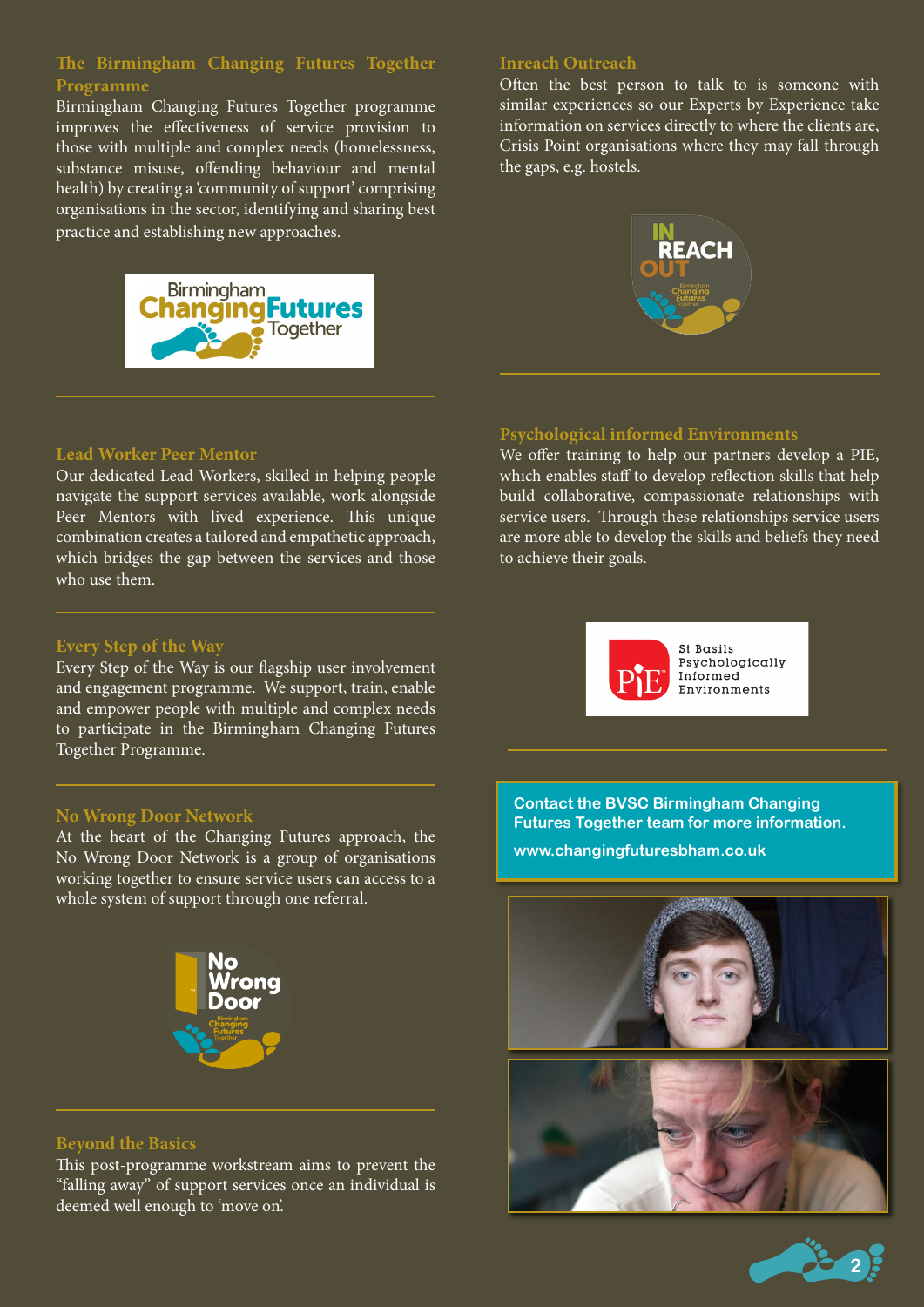## The Birmingham Changing Futures Together Programme

Birmingham Changing Futures Together programme improves the effectiveness of service provision to those with multiple and complex needs (homelessness, substance misuse, offending behaviour and mental health) by creating a 'community of support' comprising organisations in the sector, identifying and sharing best practice and establishing new approaches.

## Lead Worker Peer Mentor

Our dedicated Lead Workers, skilled in helping people navigate the support services available, work alongside Peer Mentors with lived experience. This unique combination creates a tailored and empathetic approach, which bridges the gap between the services and those who use them.

## Every Step of the Way

Every Step of the Way is our flagship user involvement and engagement programme. We support, train, enable and empower people with multiple and complex needs to participate in the Birmingham Changing Futures Together Programme.

## No Wrong Door Network

At the heart of the Changing Futures approach, the No Wrong Door Network is a group of organisations working together to ensure service users can access to a whole system of support through one referral.

## Beyond the Basics

This post-programme workstream aims to prevent the "falling away" of support services once an individual is deemed well enough to 'move on'.

## Inreach Outreach

Often the best person to talk to is someone with similar experiences so our Experts by Experience take information on services directly to where the clients are, Crisis Point organisations where they may fall through the gaps, e.g. hostels.

## Psychological informed Environments

We offer training to help our partners develop a PIE, which enables staff to develop reflection skills that help build collaborative, compassionate relationships with service users. Through these relationships service users are more able to develop the skills and beliefs they need to achieve their goals.

**Contact the BVSC Birmingham Changing Futures Together team for more information.**

**www.changingfuturesbham.co.uk**